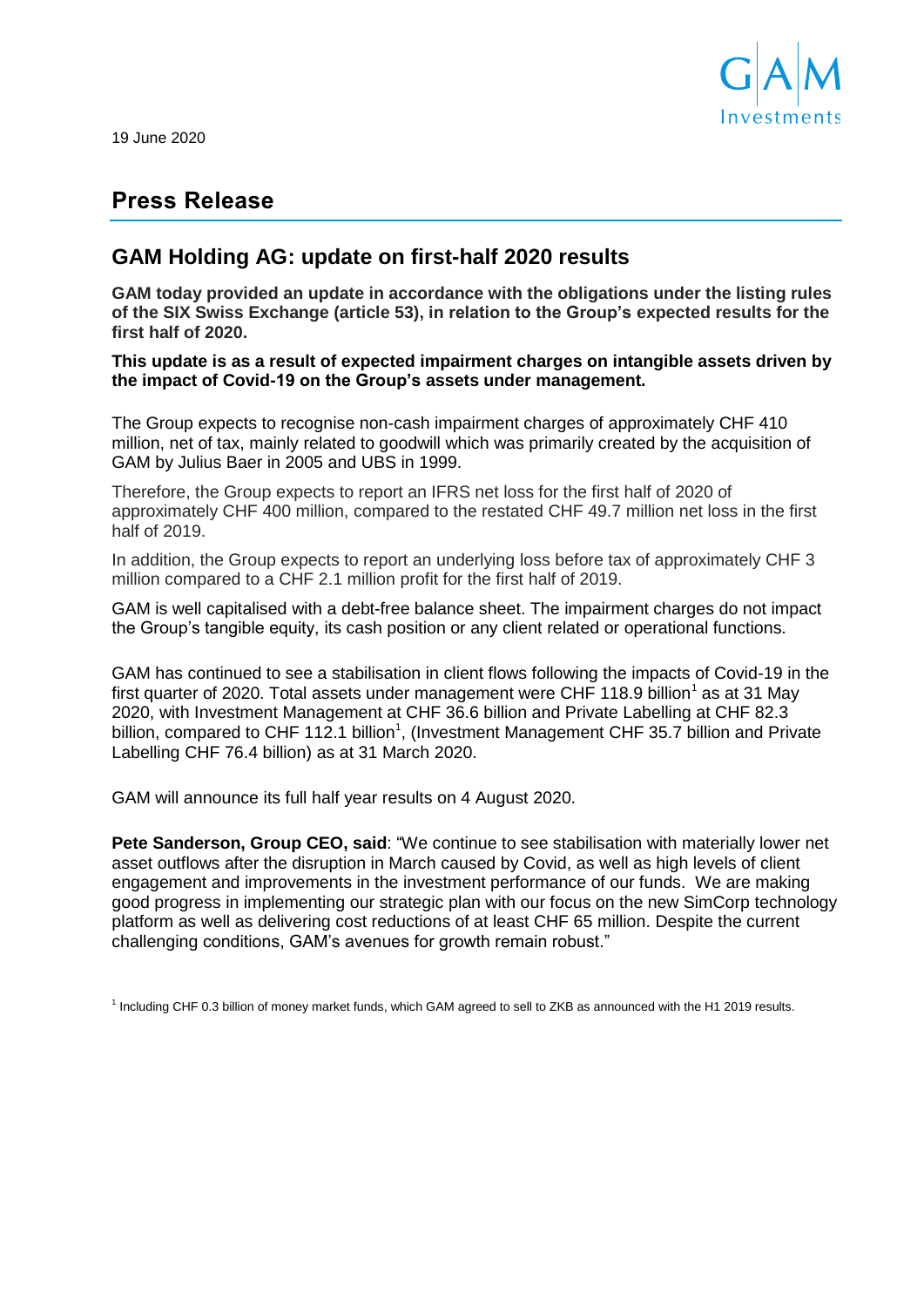19 June 2020

# Press Release

## GAM Holding AG: update on first-half 2020 results

**GAM today provided an update in accordance with the obligations under the listing rules of the SIX Swiss Exchange (article 53), in relation to the Group's expected results for the first half of 2020.**

**This update is as a result of expected impairment charges on intangible assets driven by the impact of Covid-19 on the Group's assets under management.**

The Group expects to recognise non-cash impairment charges of approximately CHF 410 million, net of tax, mainly related to goodwill which was primarily created by the acquisition of GAM by Julius Baer in 2005 and UBS in 1999.

Therefore, the Group expects to report an IFRS net loss for the first half of 2020 of approximately CHF 400 million, compared to the restated CHF 49.7 million net loss in the first half of 2019.

In addition, the Group expects to report an underlying loss before tax of approximately CHF 3 million compared to a CHF 2.1 million profit for the first half of 2019.

GAM is well capitalised with a debt-free balance sheet. The impairment charges do not impact the Group's tangible equity, its cash position or any client related or operational functions.

GAM has continued to see a stabilisation in client flows following the impacts of Covid-19 in the first quarter of 2020. Total assets under management were CHF 118.9 billion[1] as at 31 May 2020, with Investment Management at CHF 36.6 billion and Private Labelling at CHF 82.3 billion, compared to CHF 112.1 billion[1], (Investment Management CHF 35.7 billion and Private Labelling CHF 76.4 billion) as at 31 March 2020.

GAM will announce its full half year results on 4 August 2020.

**Pete Sanderson, Group CEO, said**: "We continue to see stabilisation with materially lower net asset outflows after the disruption in March caused by Covid, as well as high levels of client engagement and improvements in the investment performance of our funds. We are making good progress in implementing our strategic plan with our focus on the new SimCorp technology platform as well as delivering cost reductions of at least CHF 65 million. Despite the current challenging conditions, GAM's avenues for growth remain robust."

[1] Including CHF 0.3 billion of money market funds, which GAM agreed to sell to ZKB as announced with the H1 2019 results.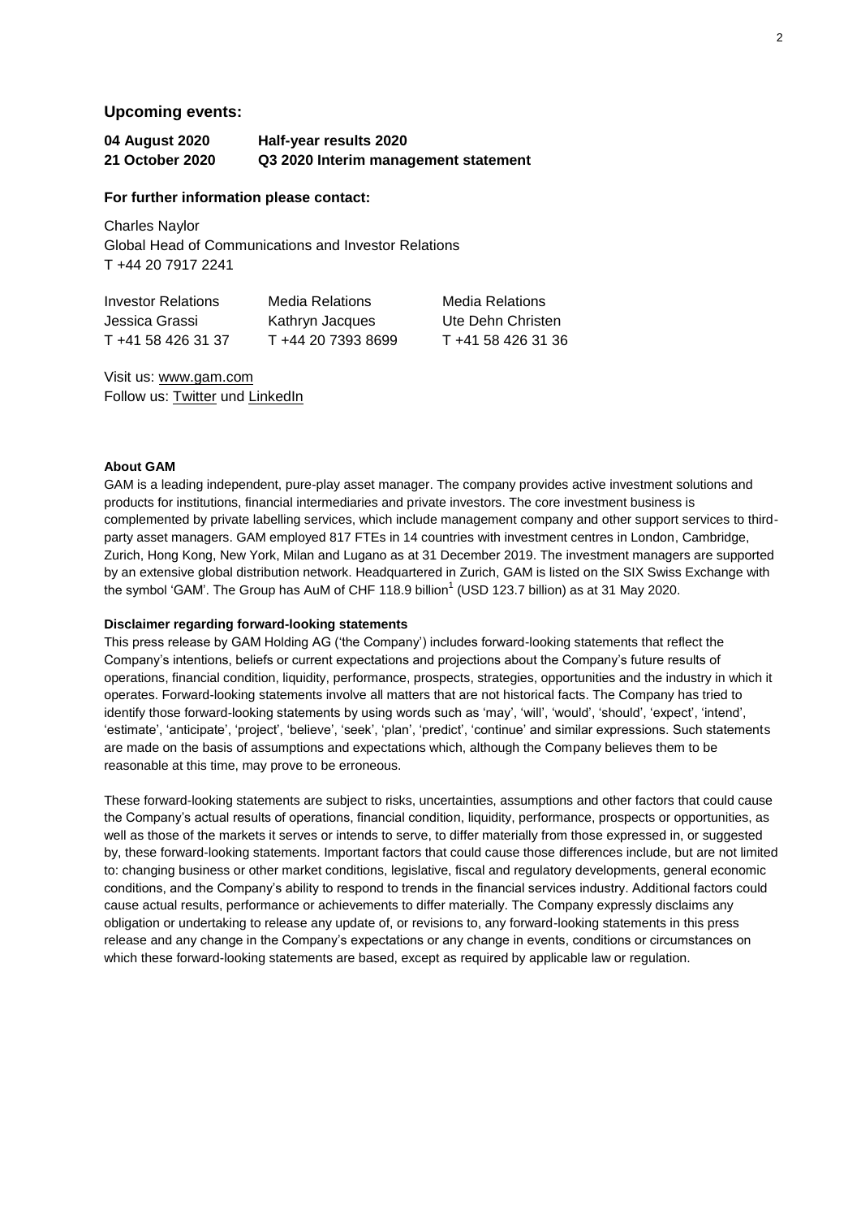## Upcoming events:

| | |
|---|---|
| **04 August 2020** | **Half-year results 2020** |
| **21 October 2020** | **Q3 2020 Interim management statement** |

### For further information please contact:

Charles Naylor
Global Head of Communications and Investor Relations
T +44 20 7917 2241

| | | |
|---|---|---|
| Investor Relations | Media Relations | Media Relations |
| Jessica Grassi | Kathryn Jacques | Ute Dehn Christen |
| T +41 58 426 31 37 | T +44 20 7393 8699 | T +41 58 426 31 36 |

Visit us: www.gam.com
Follow us: Twitter und LinkedIn

**About GAM**

GAM is a leading independent, pure-play asset manager. The company provides active investment solutions and products for institutions, financial intermediaries and private investors. The core investment business is complemented by private labelling services, which include management company and other support services to third-party asset managers. GAM employed 817 FTEs in 14 countries with investment centres in London, Cambridge, Zurich, Hong Kong, New York, Milan and Lugano as at 31 December 2019. The investment managers are supported by an extensive global distribution network. Headquartered in Zurich, GAM is listed on the SIX Swiss Exchange with the symbol 'GAM'. The Group has AuM of CHF 118.9 billion[1] (USD 123.7 billion) as at 31 May 2020.

**Disclaimer regarding forward-looking statements**

This press release by GAM Holding AG ('the Company') includes forward-looking statements that reflect the Company's intentions, beliefs or current expectations and projections about the Company's future results of operations, financial condition, liquidity, performance, prospects, strategies, opportunities and the industry in which it operates. Forward-looking statements involve all matters that are not historical facts. The Company has tried to identify those forward-looking statements by using words such as 'may', 'will', 'would', 'should', 'expect', 'intend', 'estimate', 'anticipate', 'project', 'believe', 'seek', 'plan', 'predict', 'continue' and similar expressions. Such statements are made on the basis of assumptions and expectations which, although the Company believes them to be reasonable at this time, may prove to be erroneous.

These forward-looking statements are subject to risks, uncertainties, assumptions and other factors that could cause the Company's actual results of operations, financial condition, liquidity, performance, prospects or opportunities, as well as those of the markets it serves or intends to serve, to differ materially from those expressed in, or suggested by, these forward-looking statements. Important factors that could cause those differences include, but are not limited to: changing business or other market conditions, legislative, fiscal and regulatory developments, general economic conditions, and the Company's ability to respond to trends in the financial services industry. Additional factors could cause actual results, performance or achievements to differ materially. The Company expressly disclaims any obligation or undertaking to release any update of, or revisions to, any forward-looking statements in this press release and any change in the Company's expectations or any change in events, conditions or circumstances on which these forward-looking statements are based, except as required by applicable law or regulation.